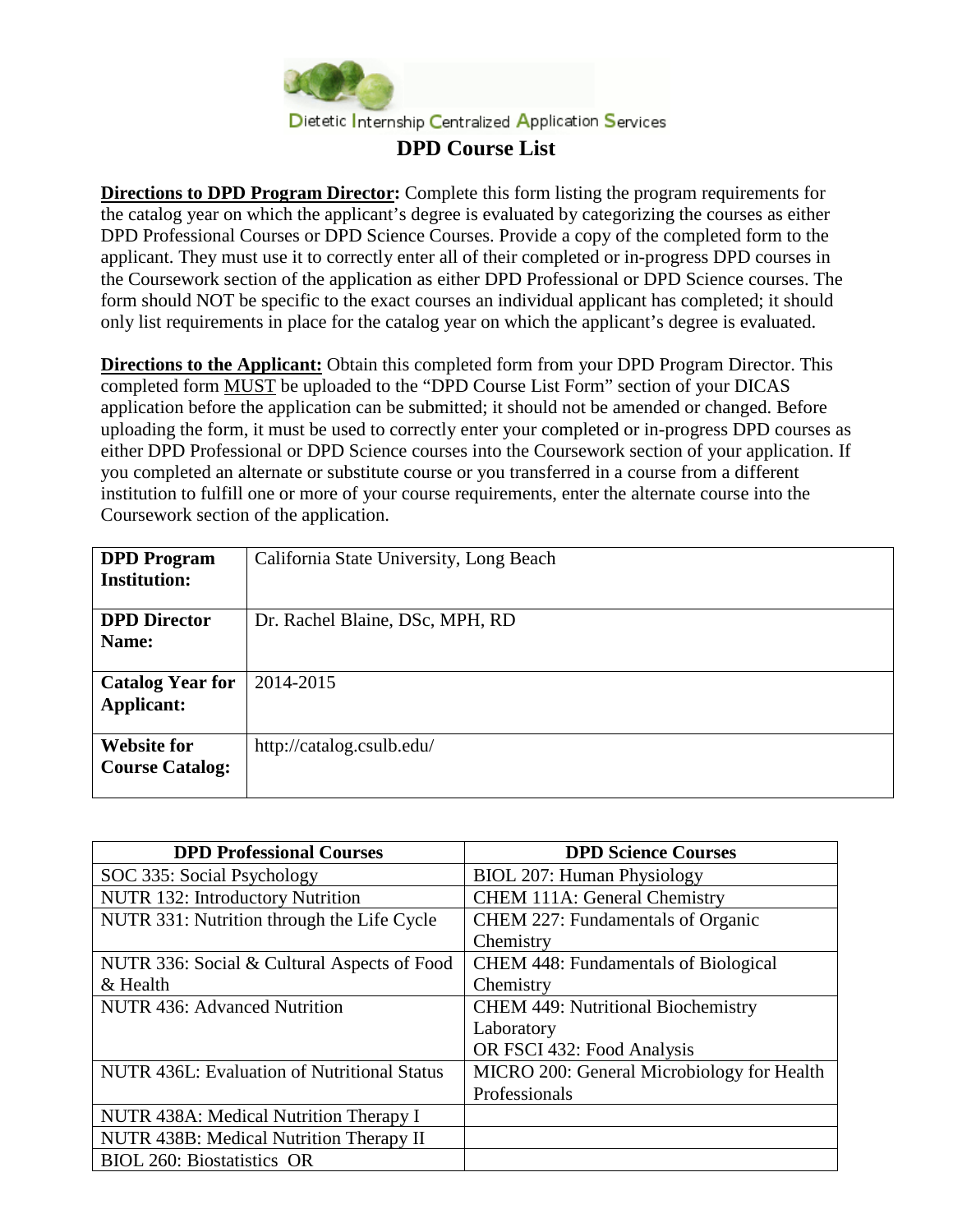Dietetic Internship Centralized Application Services

# DPD Course List

**Directions to DPD Program Director:** Complete this form listing the program requirements for the catalog year on which the applicant's degree is evaluated by categorizing the courses as either DPD Professional Courses or DPD Science Courses. Provide a copy of the completed form to the applicant. They must use it to correctly enter all of their completed or in-progress DPD courses in the Coursework section of the application as either DPD Professional or DPD Science courses. The form should NOT be specific to the exact courses an individual applicant has completed; it should only list requirements in place for the catalog year on which the applicant's degree is evaluated.

**Directions to the Applicant:** Obtain this completed form from your DPD Program Director. This completed form MUST be uploaded to the "DPD Course List Form" section of your DICAS application before the application can be submitted; it should not be amended or changed. Before uploading the form, it must be used to correctly enter your completed or in-progress DPD courses as either DPD Professional or DPD Science courses into the Coursework section of your application. If you completed an alternate or substitute course or you transferred in a course from a different institution to fulfill one or more of your course requirements, enter the alternate course into the Coursework section of the application.

| | |
|---|---|
| **DPD Program Institution:** | California State University, Long Beach |
| **DPD Director Name:** | Dr. Rachel Blaine, DSc, MPH, RD |
| **Catalog Year for Applicant:** | 2014-2015 |
| **Website for Course Catalog:** | http://catalog.csulb.edu/ |

| DPD Professional Courses | DPD Science Courses |
|---|---|
| SOC 335: Social Psychology | BIOL 207: Human Physiology |
| NUTR 132: Introductory Nutrition | CHEM 111A: General Chemistry |
| NUTR 331: Nutrition through the Life Cycle | CHEM 227: Fundamentals of Organic Chemistry |
| NUTR 336: Social & Cultural Aspects of Food & Health | CHEM 448: Fundamentals of Biological Chemistry |
| NUTR 436: Advanced Nutrition | CHEM 449: Nutritional Biochemistry Laboratory OR FSCI 432: Food Analysis |
| NUTR 436L: Evaluation of Nutritional Status | MICRO 200: General Microbiology for Health Professionals |
| NUTR 438A: Medical Nutrition Therapy I | |
| NUTR 438B: Medical Nutrition Therapy II | |
| BIOL 260: Biostatistics OR | |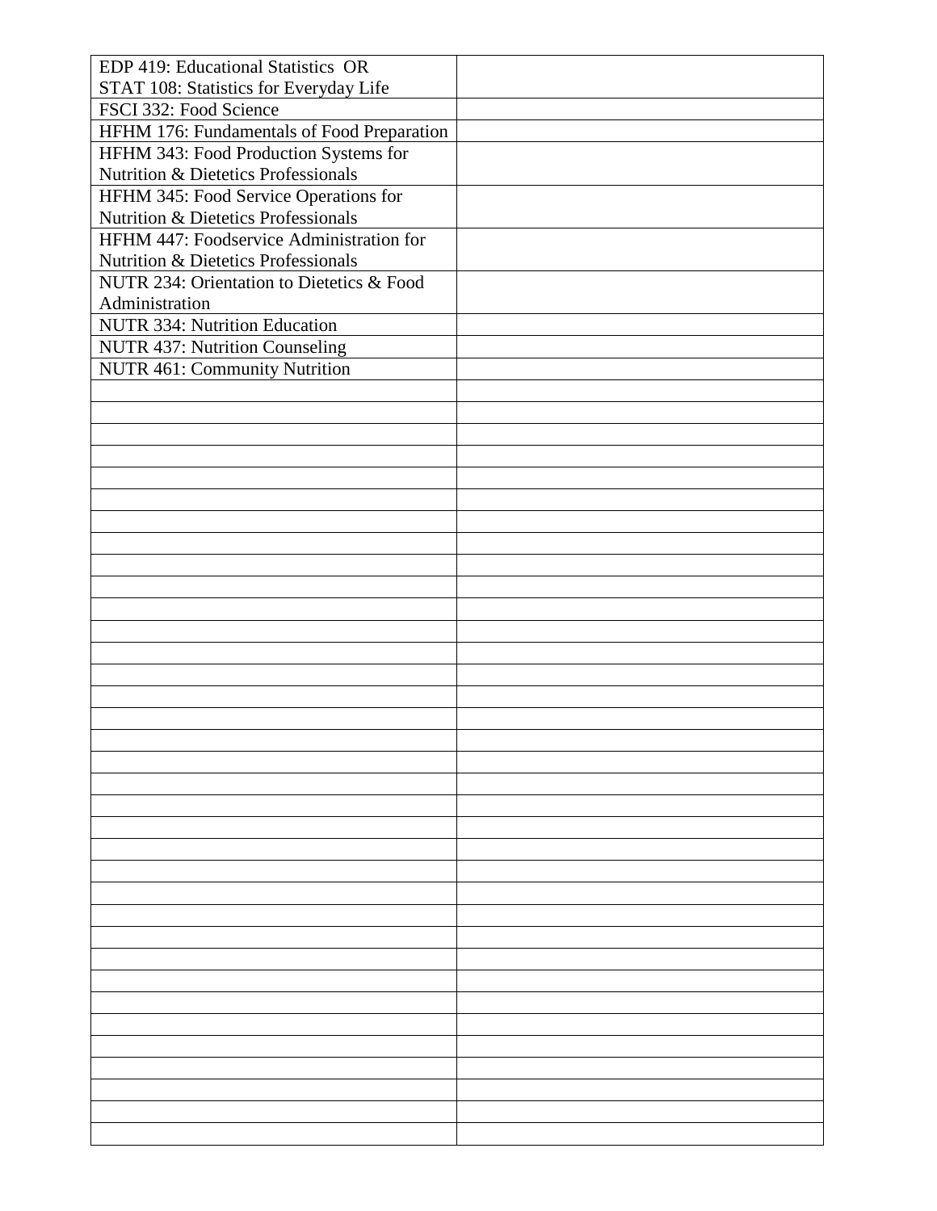| | |
|---|---|
| EDP 419: Educational Statistics OR STAT 108: Statistics for Everyday Life | |
| FSCI 332: Food Science | |
| HFHM 176: Fundamentals of Food Preparation | |
| HFHM 343: Food Production Systems for Nutrition & Dietetics Professionals | |
| HFHM 345: Food Service Operations for Nutrition & Dietetics Professionals | |
| HFHM 447: Foodservice Administration for Nutrition & Dietetics Professionals | |
| NUTR 234: Orientation to Dietetics & Food Administration | |
| NUTR 334: Nutrition Education | |
| NUTR 437: Nutrition Counseling | |
| NUTR 461: Community Nutrition | |
| | |
| | |
| | |
| | |
| | |
| | |
| | |
| | |
| | |
| | |
| | |
| | |
| | |
| | |
| | |
| | |
| | |
| | |
| | |
| | |
| | |
| | |
| | |
| | |
| | |
| | |
| | |
| | |
| | |
| | |
| | |
| | |
| | |
| | |
| | |